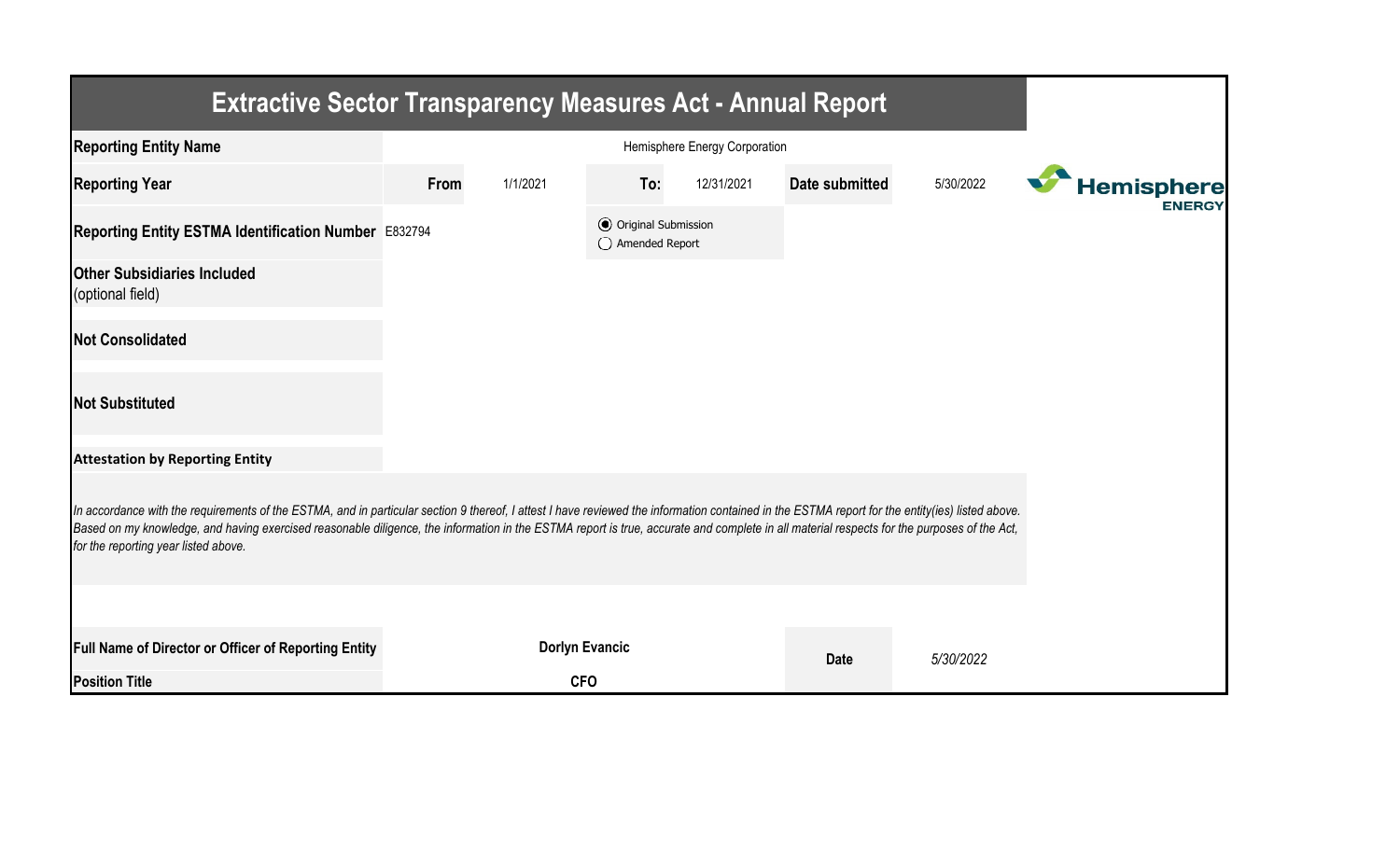# Extractive Sector Transparency Measures Act - Annual Report

| | | | | | | |
|---|---|---|---|---|---|---|
| **Reporting Entity Name** | Hemisphere Energy Corporation | | | | | |
| **Reporting Year** | **From** | 1/1/2021 | **To:** | 12/31/2021 | **Date submitted** | 5/30/2022 |
| **Reporting Entity ESTMA Identification Number** | E832794 | | (●) Original Submission<br>( ) Amended Report | | | |
| **Other Subsidiaries Included** (optional field) | | | | | | |
| **Not Consolidated** | | | | | | |
| **Not Substituted** | | | | | | |

**Attestation by Reporting Entity**

*In accordance with the requirements of the ESTMA, and in particular section 9 thereof, I attest I have reviewed the information contained in the ESTMA report for the entity(ies) listed above. Based on my knowledge, and having exercised reasonable diligence, the information in the ESTMA report is true, accurate and complete in all material respects for the purposes of the Act, for the reporting year listed above.*

| | | | |
|---|---|---|---|
| **Full Name of Director or Officer of Reporting Entity** | **Dorlyn Evancic** | **Date** | *5/30/2022* |
| **Position Title** | **CFO** | | |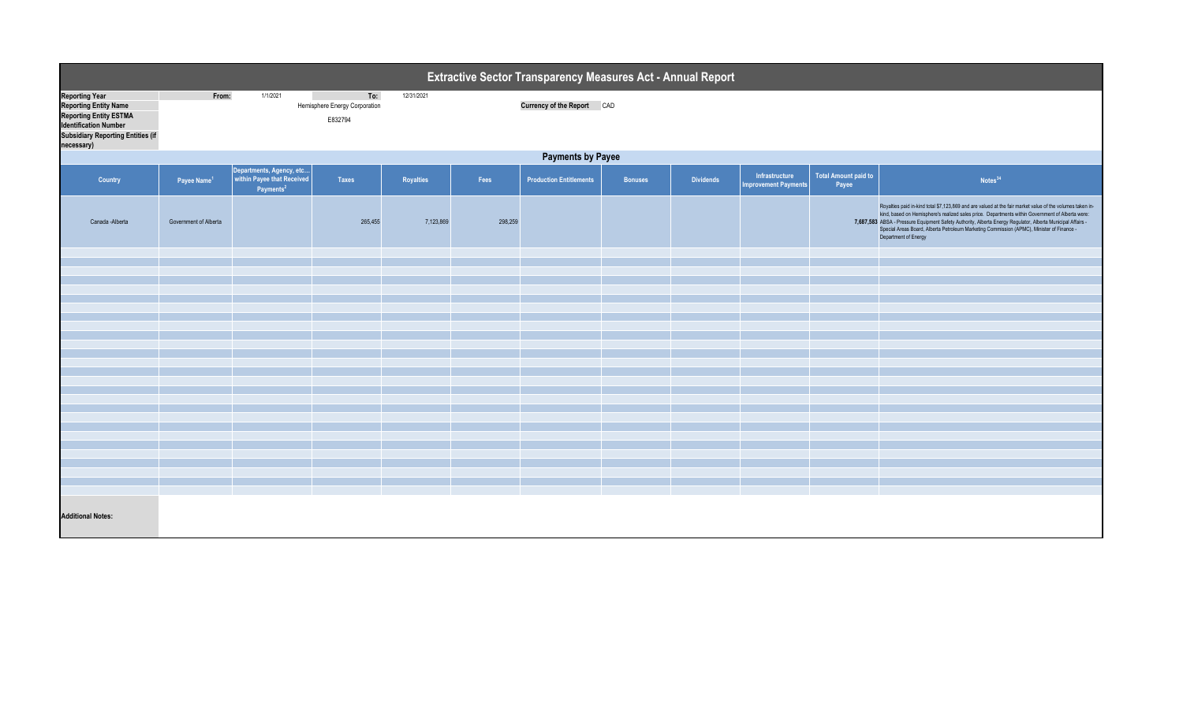# Extractive Sector Transparency Measures Act - Annual Report

| | | | | |
|---|---|---|---|---|
| **Reporting Year** | From: | 1/1/2021 | To: | 12/31/2021 |
| **Reporting Entity Name** | Hemisphere Energy Corporation | | | |
| **Reporting Entity ESTMA Identification Number** | E832794 | | | |
| **Subsidiary Reporting Entities (if necessary)** | | | | |

**Currency of the Report** CAD

## Payments by Payee

| Country | Payee Name[1] | Departments, Agency, etc... within Payee that Received Payments[2] | Taxes | Royalties | Fees | Production Entitlements | Bonuses | Dividends | Infrastructure Improvement Payments | Total Amount paid to Payee | Notes[34] |
|---|---|---|---|---|---|---|---|---|---|---|---|
| Canada -Alberta | Government of Alberta | | 265,455 | 7,123,869 | 298,259 | | | | | 7,687,583 | Royalties paid in-kind total $7,123,869 and are valued at the fair market value of the volumes taken in-kind, based on Hemisphere's realized sales price. Departments within Government of Alberta were: ABSA - Pressure Equipment Safety Authority, Alberta Energy Regulator, Alberta Municipal Affairs - Special Areas Board, Alberta Petroleum Marketing Commission (APMC), Minister of Finance - Department of Energy |

**Additional Notes:**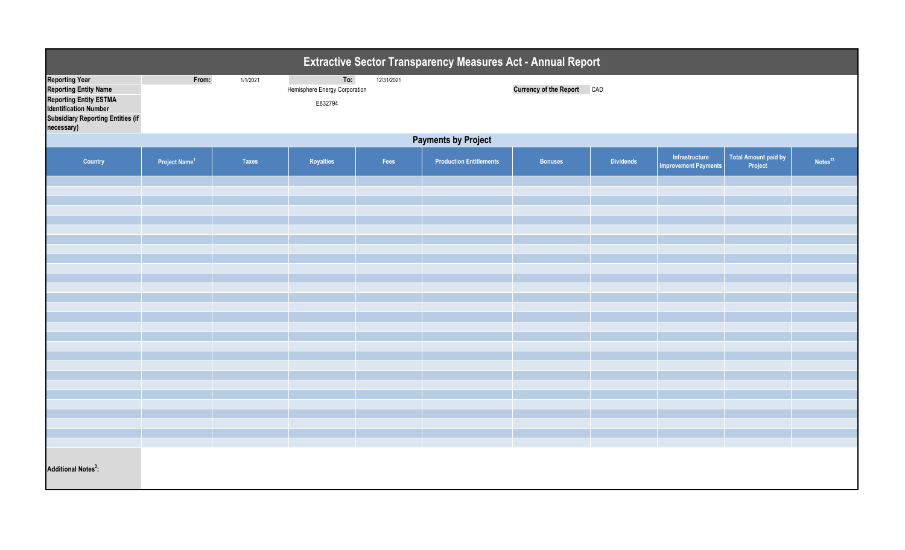# Extractive Sector Transparency Measures Act - Annual Report

| | | | | | |
|---|---|---|---|---|---|
| **Reporting Year** | **From:** | 1/1/2021 | **To:** | 12/31/2021 | |
| **Reporting Entity Name** | | Hemisphere Energy Corporation | | **Currency of the Report** | CAD |
| **Reporting Entity ESTMA Identification Number** | | E832794 | | | |
| **Subsidiary Reporting Entities (if necessary)** | | | | | |

## Payments by Project

| Country | Project Name[1] | Taxes | Royalties | Fees | Production Entitlements | Bonuses | Dividends | Infrastructure Improvement Payments | Total Amount paid by Project | Notes[23] |
|---|---|---|---|---|---|---|---|---|---|---|
| | | | | | | | | | | |

**Additional Notes[3]:**